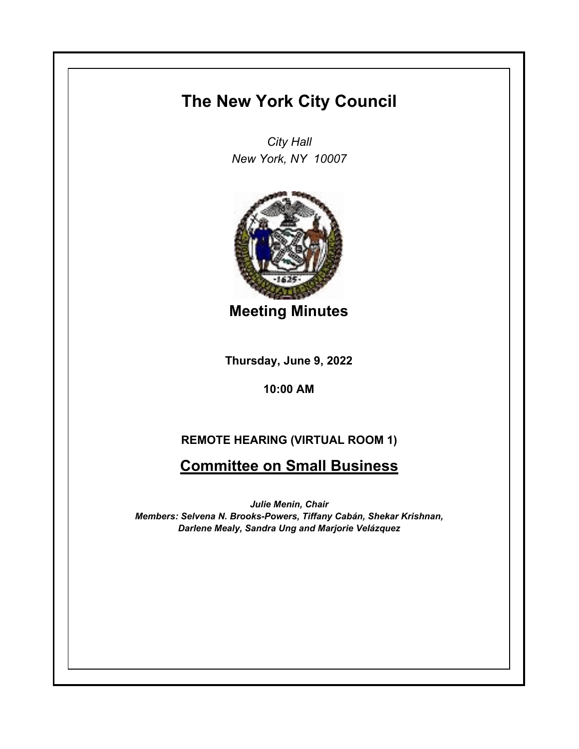# The New York City Council

*City Hall*
*New York, NY 10007*

## Meeting Minutes

**Thursday, June 9, 2022**

**10:00 AM**

**REMOTE HEARING (VIRTUAL ROOM 1)**

## Committee on Small Business

***Julie Menin, Chair***
***Members: Selvena N. Brooks-Powers, Tiffany Cabán, Shekar Krishnan, Darlene Mealy, Sandra Ung and Marjorie Velázquez***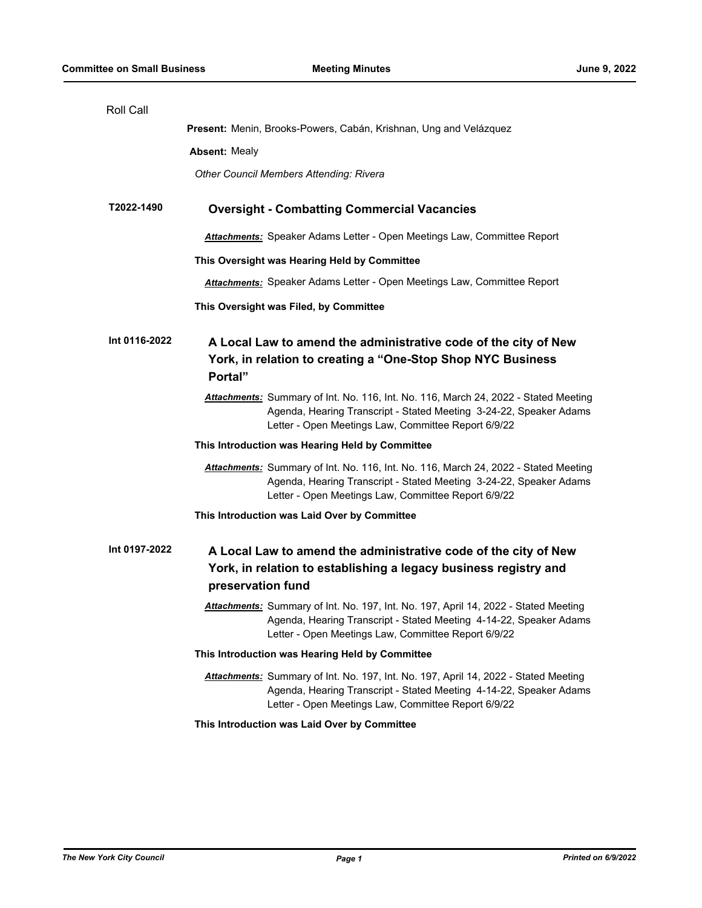Roll Call

**Present:** Menin, Brooks-Powers, Cabán, Krishnan, Ung and Velázquez

**Absent:** Mealy

*Other Council Members Attending: Rivera*

**T2022-1490** **Oversight - Combatting Commercial Vacancies**

***Attachments:*** Speaker Adams Letter - Open Meetings Law, Committee Report

**This Oversight was Hearing Held by Committee**

***Attachments:*** Speaker Adams Letter - Open Meetings Law, Committee Report

**This Oversight was Filed, by Committee**

**Int 0116-2022** **A Local Law to amend the administrative code of the city of New York, in relation to creating a "One-Stop Shop NYC Business Portal"**

***Attachments:*** Summary of Int. No. 116, Int. No. 116, March 24, 2022 - Stated Meeting Agenda, Hearing Transcript - Stated Meeting 3-24-22, Speaker Adams Letter - Open Meetings Law, Committee Report 6/9/22

**This Introduction was Hearing Held by Committee**

***Attachments:*** Summary of Int. No. 116, Int. No. 116, March 24, 2022 - Stated Meeting Agenda, Hearing Transcript - Stated Meeting 3-24-22, Speaker Adams Letter - Open Meetings Law, Committee Report 6/9/22

**This Introduction was Laid Over by Committee**

**Int 0197-2022** **A Local Law to amend the administrative code of the city of New York, in relation to establishing a legacy business registry and preservation fund**

***Attachments:*** Summary of Int. No. 197, Int. No. 197, April 14, 2022 - Stated Meeting Agenda, Hearing Transcript - Stated Meeting 4-14-22, Speaker Adams Letter - Open Meetings Law, Committee Report 6/9/22

**This Introduction was Hearing Held by Committee**

***Attachments:*** Summary of Int. No. 197, Int. No. 197, April 14, 2022 - Stated Meeting Agenda, Hearing Transcript - Stated Meeting 4-14-22, Speaker Adams Letter - Open Meetings Law, Committee Report 6/9/22

**This Introduction was Laid Over by Committee**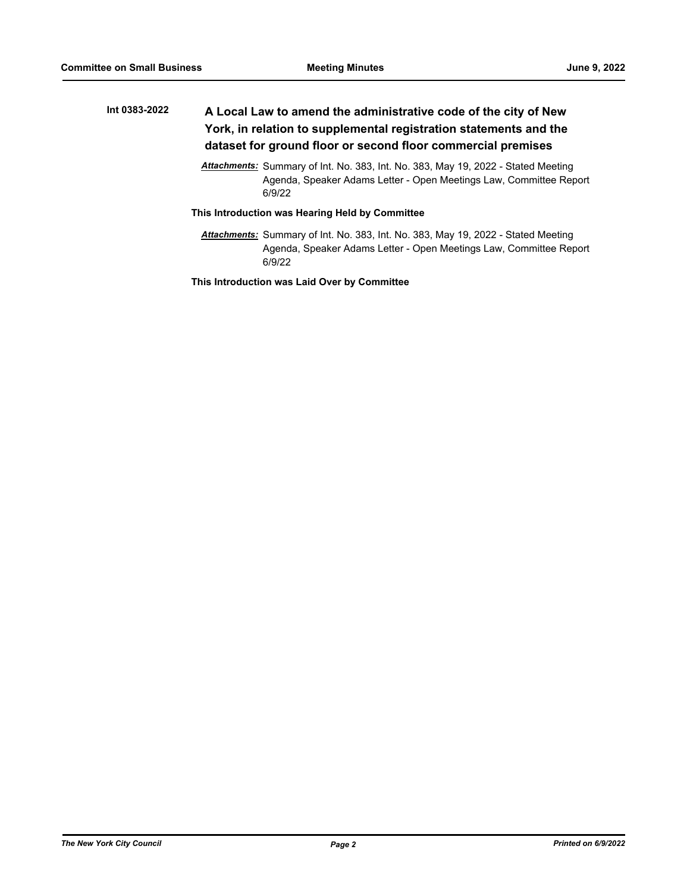**Int 0383-2022** **A Local Law to amend the administrative code of the city of New York, in relation to supplemental registration statements and the dataset for ground floor or second floor commercial premises**

***Attachments:*** Summary of Int. No. 383, Int. No. 383, May 19, 2022 - Stated Meeting Agenda, Speaker Adams Letter - Open Meetings Law, Committee Report 6/9/22

**This Introduction was Hearing Held by Committee**

***Attachments:*** Summary of Int. No. 383, Int. No. 383, May 19, 2022 - Stated Meeting Agenda, Speaker Adams Letter - Open Meetings Law, Committee Report 6/9/22

**This Introduction was Laid Over by Committee**